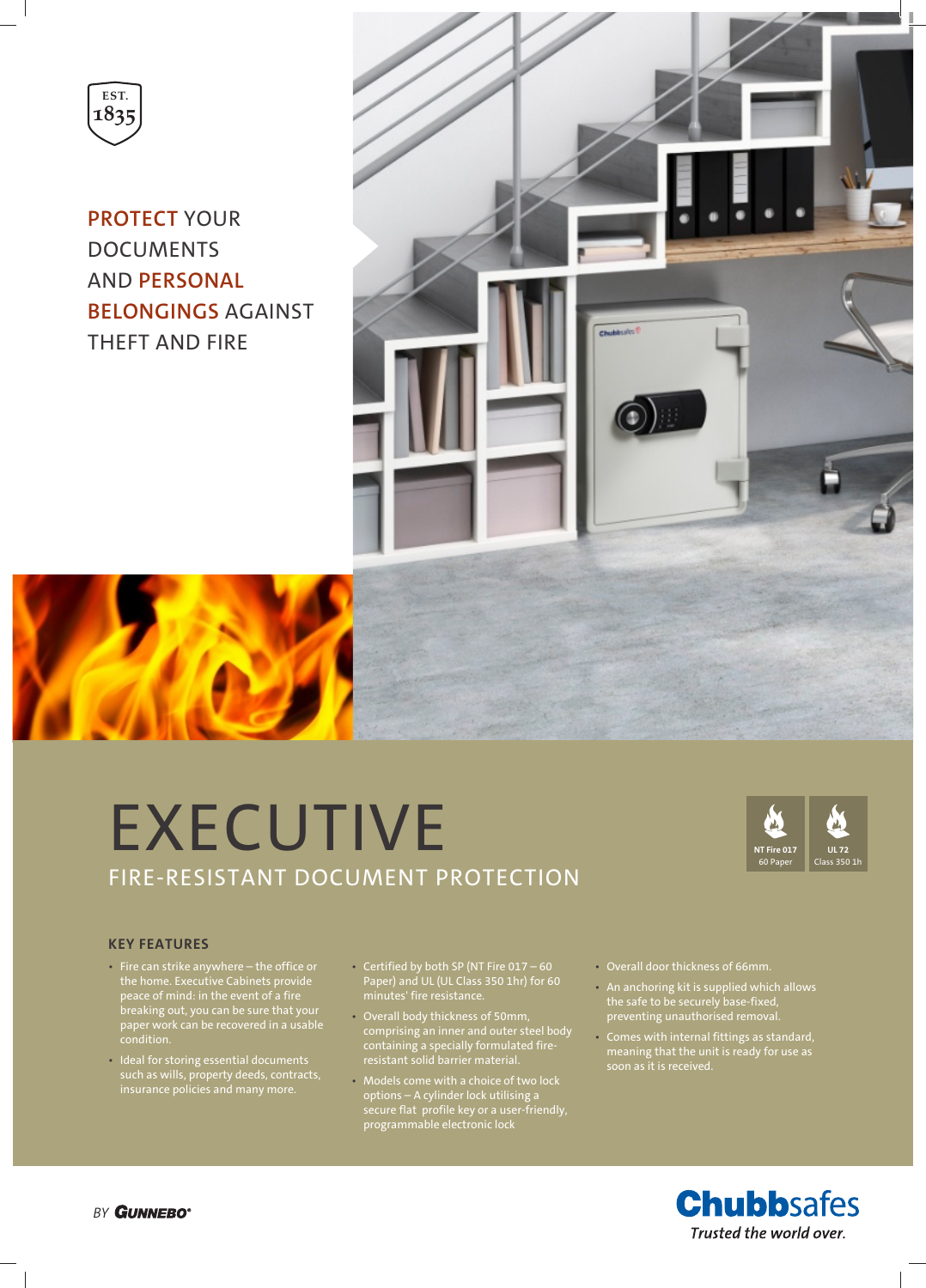EST. 1835

PROTECT YOUR DOCUMENTS AND PERSONAL BELONGINGS AGAINST THEFT AND FIRE

# EXECUTIVE

## FIRE-RESISTANT DOCUMENT PROTECTION

NT Fire 017 60 Paper

UL 72 Class 350 1h

### KEY FEATURES

- Fire can strike anywhere – the office or the home. Executive Cabinets provide peace of mind: in the event of a fire breaking out, you can be sure that your paper work can be recovered in a usable condition.
- Ideal for storing essential documents such as wills, property deeds, contracts, insurance policies and many more.
- Certified by both SP (NT Fire 017 – 60 Paper) and UL (UL Class 350 1hr) for 60 minutes' fire resistance.
- Overall body thickness of 50mm, comprising an inner and outer steel body containing a specially formulated fire-resistant solid barrier material.
- Models come with a choice of two lock options – A cylinder lock utilising a secure flat profile key or a user-friendly, programmable electronic lock
- Overall door thickness of 66mm.
- An anchoring kit is supplied which allows the safe to be securely base-fixed, preventing unauthorised removal.
- Comes with internal fittings as standard, meaning that the unit is ready for use as soon as it is received.

BY GUNNEBO®

Chubbsafes

*Trusted the world over.*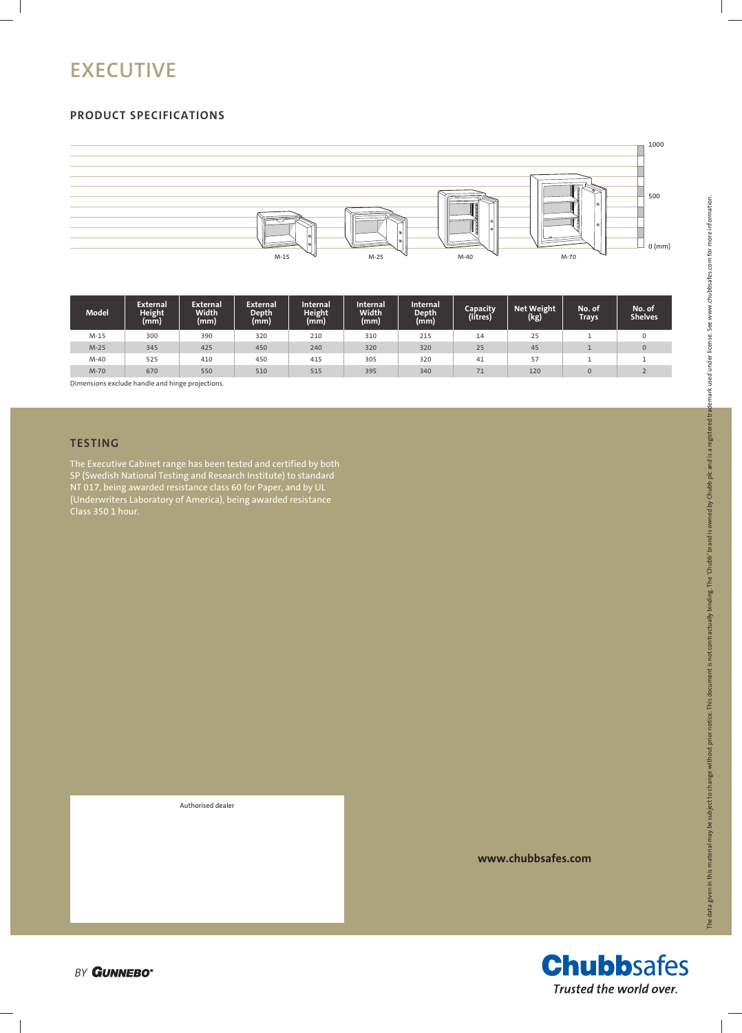# EXECUTIVE

## PRODUCT SPECIFICATIONS

1000

500

0 (mm)

M-15

M-25

M-40

M-70

| Model | External Height (mm) | External Width (mm) | External Depth (mm) | Internal Height (mm) | Internal Width (mm) | Internal Depth (mm) | Capacity (litres) | Net Weight (kg) | No. of Trays | No. of Shelves |
|---|---|---|---|---|---|---|---|---|---|---|
| M-15 | 300 | 390 | 320 | 210 | 310 | 215 | 14 | 25 | 1 | 0 |
| M-25 | 345 | 425 | 450 | 240 | 320 | 320 | 25 | 45 | 1 | 0 |
| M-40 | 525 | 410 | 450 | 415 | 305 | 320 | 41 | 57 | 1 | 1 |
| M-70 | 670 | 550 | 510 | 515 | 395 | 340 | 71 | 120 | 0 | 2 |

Dimensions exclude handle and hinge projections.

## TESTING

The Executive Cabinet range has been tested and certified by both SP (Swedish National Testing and Research Institute) to standard NT 017, being awarded resistance class 60 for Paper, and by UL (Underwriters Laboratory of America), being awarded resistance Class 350 1 hour.

Authorised dealer

**www.chubbsafes.com**

The data given in this material may be subject to change without prior notice. This document is not contractually binding. The 'Chubb' brand is owned by Chubb plc and is a registered trademark used under license. See www.chubbsafes.com for more information.

BY GUNNEBO®

**Chubb**safes

*Trusted the world over.*